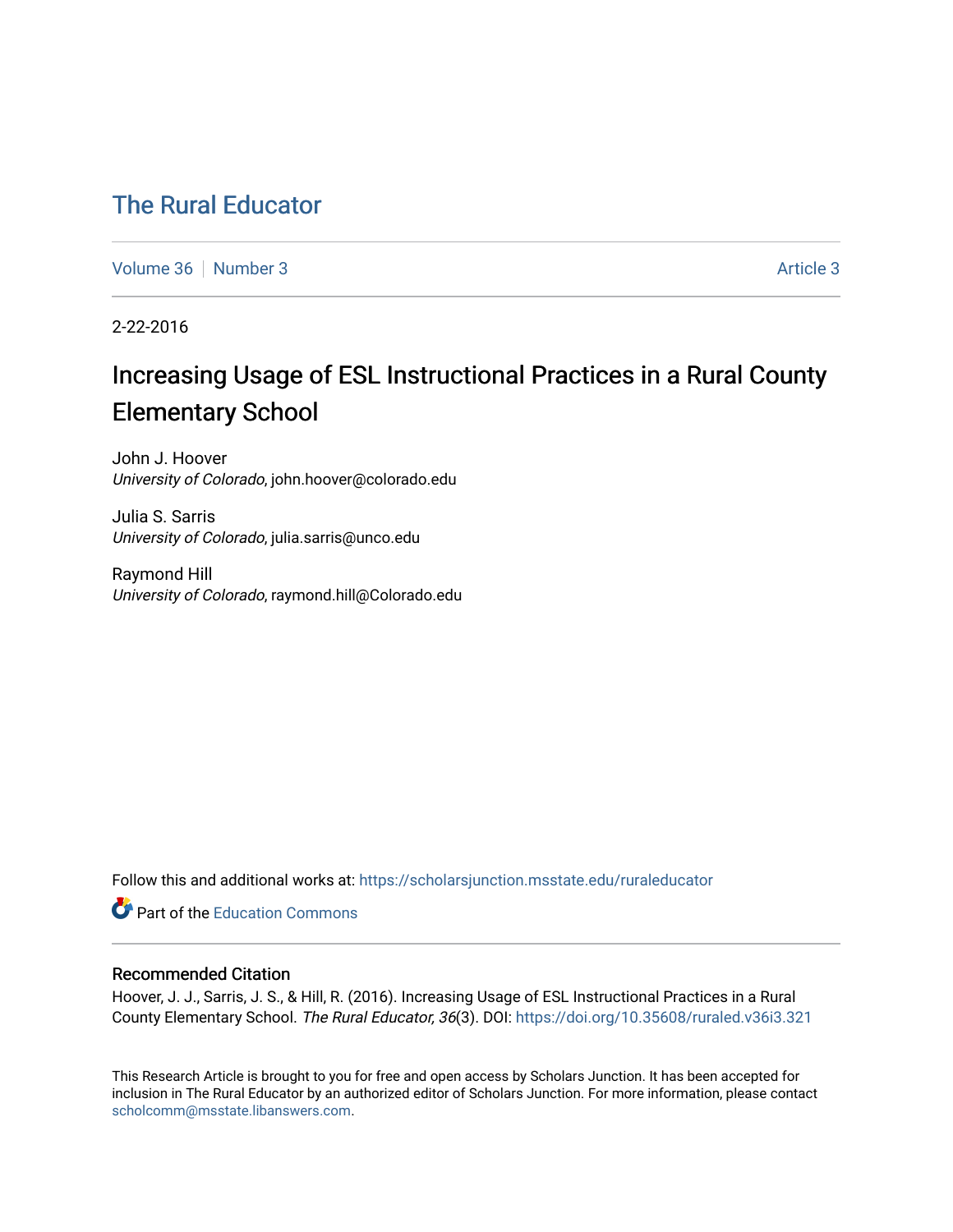# The Rural Educator

Volume 36 | Number 3 | Article 3

2-22-2016

## Increasing Usage of ESL Instructional Practices in a Rural County Elementary School

John J. Hoover
*University of Colorado*, john.hoover@colorado.edu

Julia S. Sarris
*University of Colorado*, julia.sarris@unco.edu

Raymond Hill
*University of Colorado*, raymond.hill@Colorado.edu

Follow this and additional works at: https://scholarsjunction.msstate.edu/ruraleducator

Part of the Education Commons

### Recommended Citation

Hoover, J. J., Sarris, J. S., & Hill, R. (2016). Increasing Usage of ESL Instructional Practices in a Rural County Elementary School. *The Rural Educator, 36*(3). DOI: https://doi.org/10.35608/ruraled.v36i3.321

This Research Article is brought to you for free and open access by Scholars Junction. It has been accepted for inclusion in The Rural Educator by an authorized editor of Scholars Junction. For more information, please contact scholcomm@msstate.libanswers.com.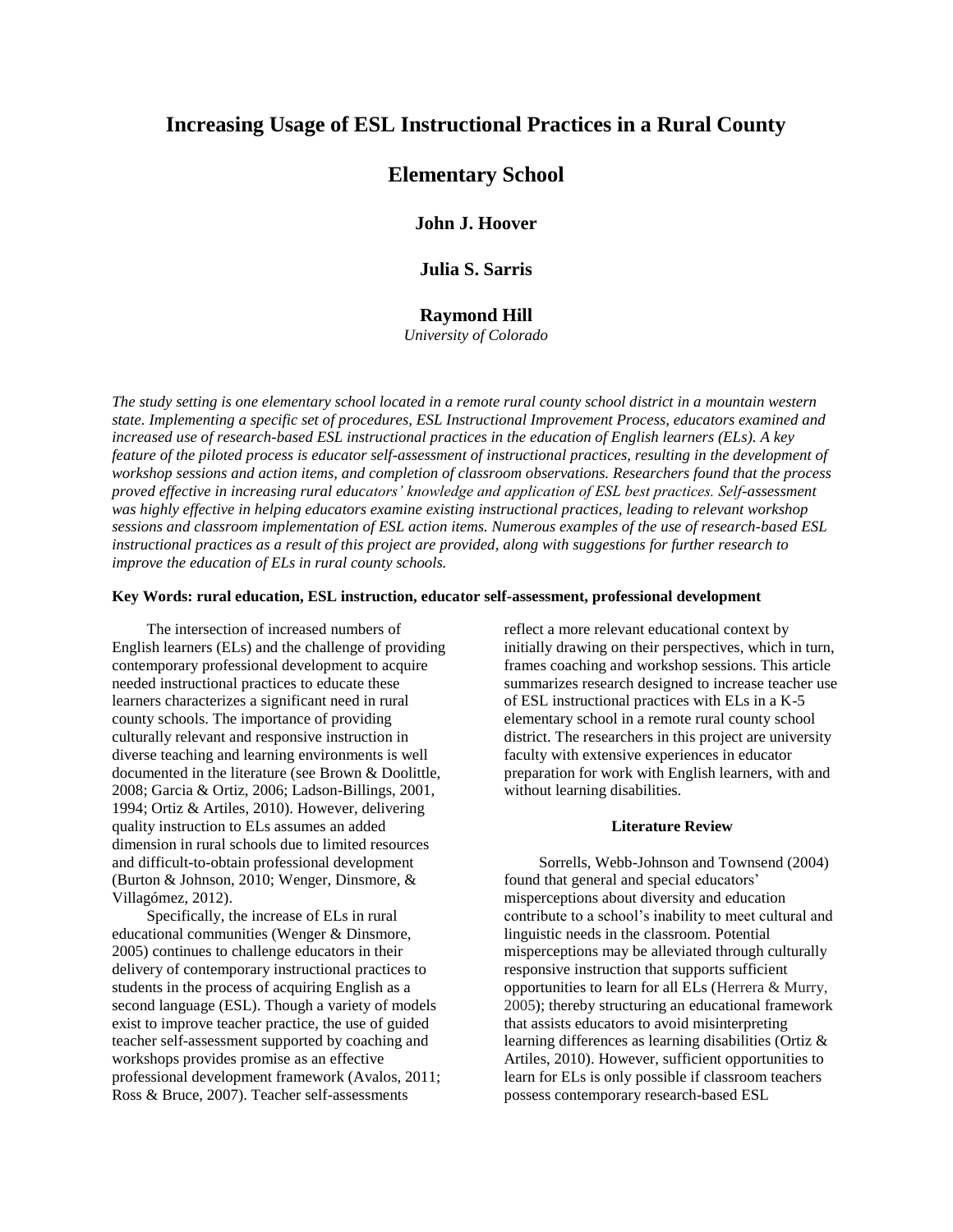# Increasing Usage of ESL Instructional Practices in a Rural County Elementary School

**John J. Hoover**

**Julia S. Sarris**

**Raymond Hill**

*University of Colorado*

*The study setting is one elementary school located in a remote rural county school district in a mountain western state. Implementing a specific set of procedures, ESL Instructional Improvement Process, educators examined and increased use of research-based ESL instructional practices in the education of English learners (ELs). A key feature of the piloted process is educator self-assessment of instructional practices, resulting in the development of workshop sessions and action items, and completion of classroom observations. Researchers found that the process proved effective in increasing rural educators' knowledge and application of ESL best practices. Self-assessment was highly effective in helping educators examine existing instructional practices, leading to relevant workshop sessions and classroom implementation of ESL action items. Numerous examples of the use of research-based ESL instructional practices as a result of this project are provided, along with suggestions for further research to improve the education of ELs in rural county schools.*

**Key Words: rural education, ESL instruction, educator self-assessment, professional development**

The intersection of increased numbers of English learners (ELs) and the challenge of providing contemporary professional development to acquire needed instructional practices to educate these learners characterizes a significant need in rural county schools. The importance of providing culturally relevant and responsive instruction in diverse teaching and learning environments is well documented in the literature (see Brown & Doolittle, 2008; Garcia & Ortiz, 2006; Ladson-Billings, 2001, 1994; Ortiz & Artiles, 2010). However, delivering quality instruction to ELs assumes an added dimension in rural schools due to limited resources and difficult-to-obtain professional development (Burton & Johnson, 2010; Wenger, Dinsmore, & Villagómez, 2012).

Specifically, the increase of ELs in rural educational communities (Wenger & Dinsmore, 2005) continues to challenge educators in their delivery of contemporary instructional practices to students in the process of acquiring English as a second language (ESL). Though a variety of models exist to improve teacher practice, the use of guided teacher self-assessment supported by coaching and workshops provides promise as an effective professional development framework (Avalos, 2011; Ross & Bruce, 2007). Teacher self-assessments reflect a more relevant educational context by initially drawing on their perspectives, which in turn, frames coaching and workshop sessions. This article summarizes research designed to increase teacher use of ESL instructional practices with ELs in a K-5 elementary school in a remote rural county school district. The researchers in this project are university faculty with extensive experiences in educator preparation for work with English learners, with and without learning disabilities.

## Literature Review

Sorrells, Webb-Johnson and Townsend (2004) found that general and special educators' misperceptions about diversity and education contribute to a school's inability to meet cultural and linguistic needs in the classroom. Potential misperceptions may be alleviated through culturally responsive instruction that supports sufficient opportunities to learn for all ELs (Herrera & Murry, 2005); thereby structuring an educational framework that assists educators to avoid misinterpreting learning differences as learning disabilities (Ortiz & Artiles, 2010). However, sufficient opportunities to learn for ELs is only possible if classroom teachers possess contemporary research-based ESL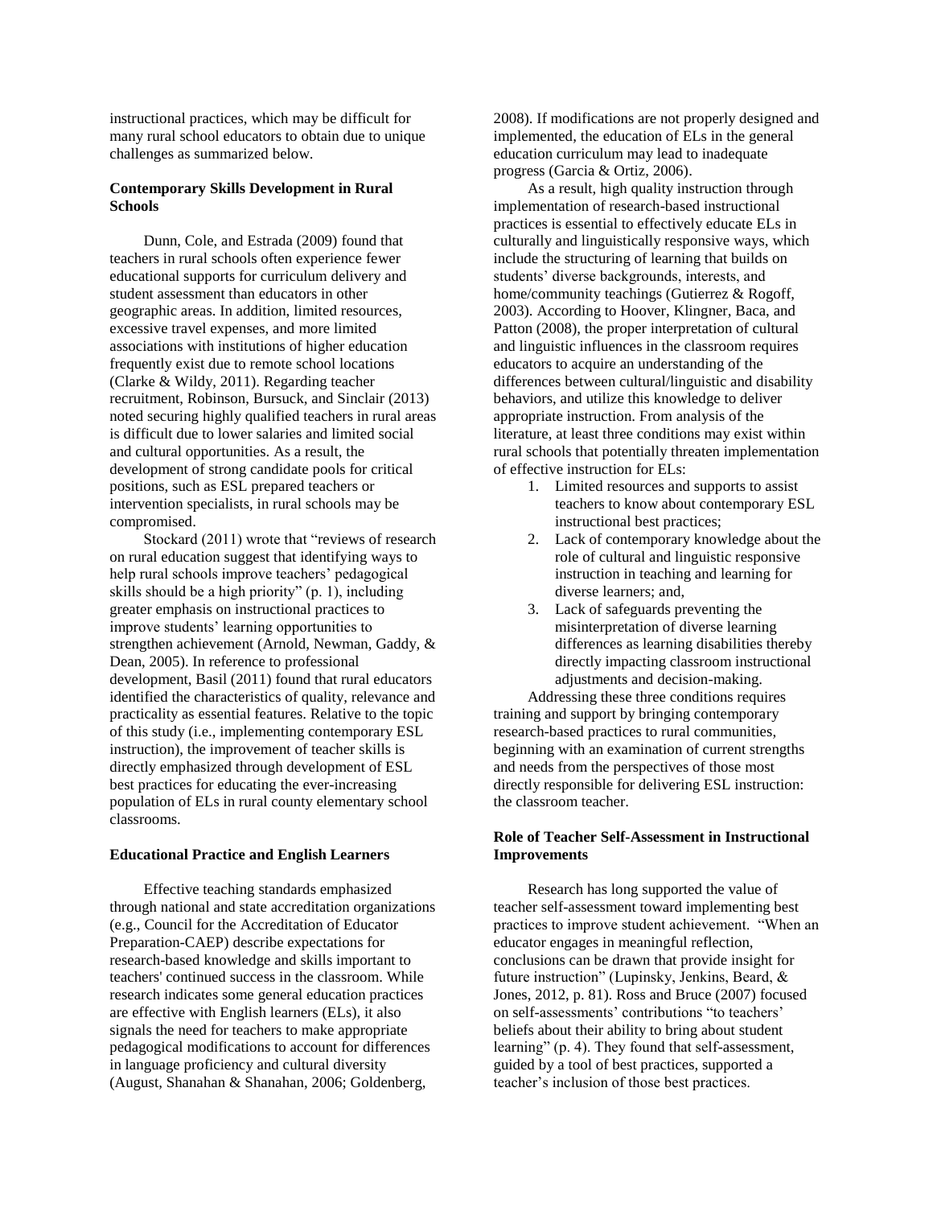instructional practices, which may be difficult for many rural school educators to obtain due to unique challenges as summarized below.

### Contemporary Skills Development in Rural Schools

Dunn, Cole, and Estrada (2009) found that teachers in rural schools often experience fewer educational supports for curriculum delivery and student assessment than educators in other geographic areas. In addition, limited resources, excessive travel expenses, and more limited associations with institutions of higher education frequently exist due to remote school locations (Clarke & Wildy, 2011). Regarding teacher recruitment, Robinson, Bursuck, and Sinclair (2013) noted securing highly qualified teachers in rural areas is difficult due to lower salaries and limited social and cultural opportunities. As a result, the development of strong candidate pools for critical positions, such as ESL prepared teachers or intervention specialists, in rural schools may be compromised.

Stockard (2011) wrote that "reviews of research on rural education suggest that identifying ways to help rural schools improve teachers' pedagogical skills should be a high priority" (p. 1), including greater emphasis on instructional practices to improve students' learning opportunities to strengthen achievement (Arnold, Newman, Gaddy, & Dean, 2005). In reference to professional development, Basil (2011) found that rural educators identified the characteristics of quality, relevance and practicality as essential features. Relative to the topic of this study (i.e., implementing contemporary ESL instruction), the improvement of teacher skills is directly emphasized through development of ESL best practices for educating the ever-increasing population of ELs in rural county elementary school classrooms.

### Educational Practice and English Learners

Effective teaching standards emphasized through national and state accreditation organizations (e.g., Council for the Accreditation of Educator Preparation-CAEP) describe expectations for research-based knowledge and skills important to teachers' continued success in the classroom. While research indicates some general education practices are effective with English learners (ELs), it also signals the need for teachers to make appropriate pedagogical modifications to account for differences in language proficiency and cultural diversity (August, Shanahan & Shanahan, 2006; Goldenberg, 2008). If modifications are not properly designed and implemented, the education of ELs in the general education curriculum may lead to inadequate progress (Garcia & Ortiz, 2006).

As a result, high quality instruction through implementation of research-based instructional practices is essential to effectively educate ELs in culturally and linguistically responsive ways, which include the structuring of learning that builds on students' diverse backgrounds, interests, and home/community teachings (Gutierrez & Rogoff, 2003). According to Hoover, Klingner, Baca, and Patton (2008), the proper interpretation of cultural and linguistic influences in the classroom requires educators to acquire an understanding of the differences between cultural/linguistic and disability behaviors, and utilize this knowledge to deliver appropriate instruction. From analysis of the literature, at least three conditions may exist within rural schools that potentially threaten implementation of effective instruction for ELs:

1. Limited resources and supports to assist teachers to know about contemporary ESL instructional best practices;
2. Lack of contemporary knowledge about the role of cultural and linguistic responsive instruction in teaching and learning for diverse learners; and,
3. Lack of safeguards preventing the misinterpretation of diverse learning differences as learning disabilities thereby directly impacting classroom instructional adjustments and decision-making.

Addressing these three conditions requires training and support by bringing contemporary research-based practices to rural communities, beginning with an examination of current strengths and needs from the perspectives of those most directly responsible for delivering ESL instruction: the classroom teacher.

### Role of Teacher Self-Assessment in Instructional Improvements

Research has long supported the value of teacher self-assessment toward implementing best practices to improve student achievement. "When an educator engages in meaningful reflection, conclusions can be drawn that provide insight for future instruction" (Lupinsky, Jenkins, Beard, & Jones, 2012, p. 81). Ross and Bruce (2007) focused on self-assessments' contributions "to teachers' beliefs about their ability to bring about student learning" (p. 4). They found that self-assessment, guided by a tool of best practices, supported a teacher's inclusion of those best practices.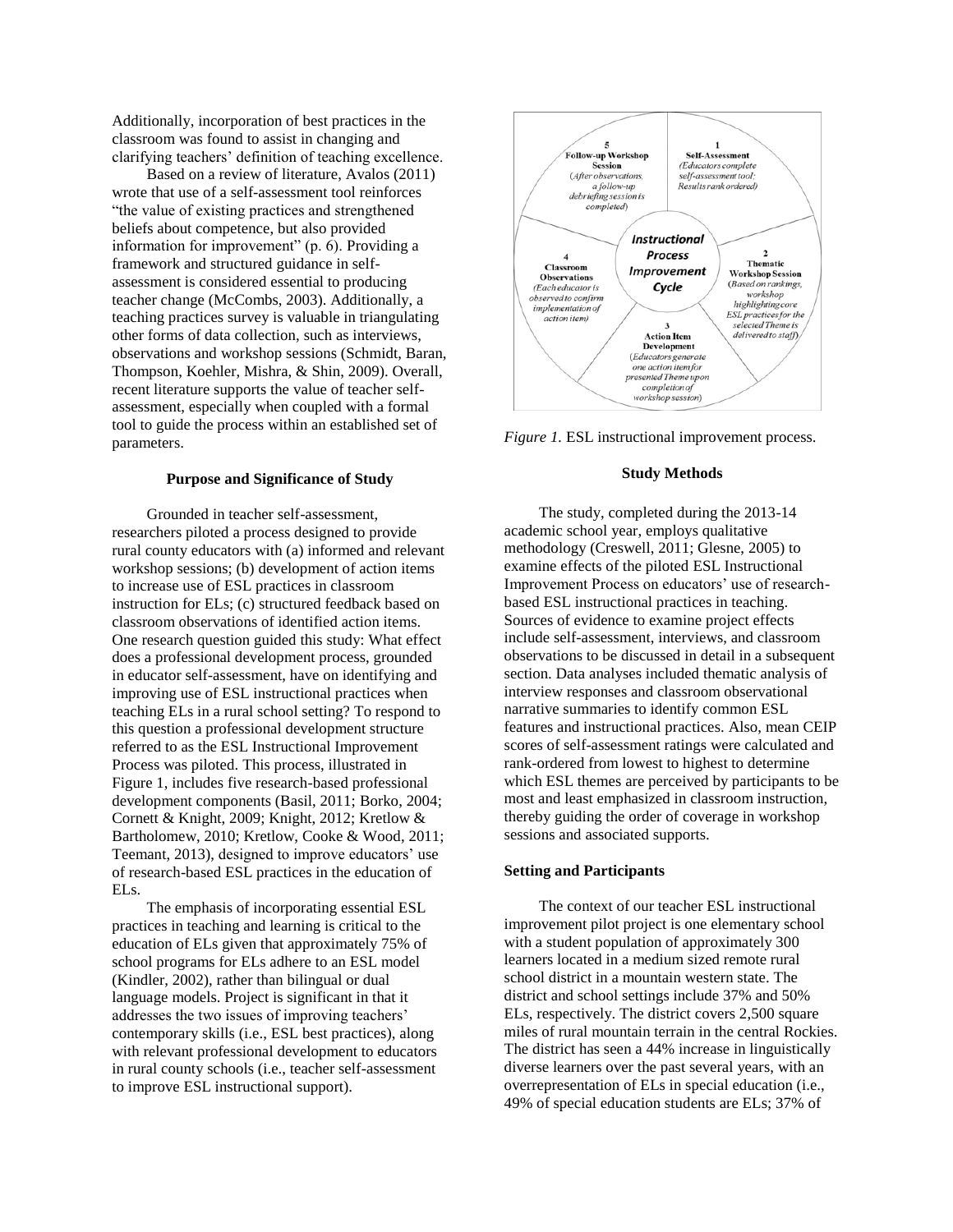Additionally, incorporation of best practices in the classroom was found to assist in changing and clarifying teachers' definition of teaching excellence.

Based on a review of literature, Avalos (2011) wrote that use of a self-assessment tool reinforces "the value of existing practices and strengthened beliefs about competence, but also provided information for improvement" (p. 6). Providing a framework and structured guidance in self-assessment is considered essential to producing teacher change (McCombs, 2003). Additionally, a teaching practices survey is valuable in triangulating other forms of data collection, such as interviews, observations and workshop sessions (Schmidt, Baran, Thompson, Koehler, Mishra, & Shin, 2009). Overall, recent literature supports the value of teacher self-assessment, especially when coupled with a formal tool to guide the process within an established set of parameters.

## Purpose and Significance of Study

Grounded in teacher self-assessment, researchers piloted a process designed to provide rural county educators with (a) informed and relevant workshop sessions; (b) development of action items to increase use of ESL practices in classroom instruction for ELs; (c) structured feedback based on classroom observations of identified action items. One research question guided this study: What effect does a professional development process, grounded in educator self-assessment, have on identifying and improving use of ESL instructional practices when teaching ELs in a rural school setting? To respond to this question a professional development structure referred to as the ESL Instructional Improvement Process was piloted. This process, illustrated in Figure 1, includes five research-based professional development components (Basil, 2011; Borko, 2004; Cornett & Knight, 2009; Knight, 2012; Kretlow & Bartholomew, 2010; Kretlow, Cooke & Wood, 2011; Teemant, 2013), designed to improve educators' use of research-based ESL practices in the education of ELs.

The emphasis of incorporating essential ESL practices in teaching and learning is critical to the education of ELs given that approximately 75% of school programs for ELs adhere to an ESL model (Kindler, 2002), rather than bilingual or dual language models. Project is significant in that it addresses the two issues of improving teachers' contemporary skills (i.e., ESL best practices), along with relevant professional development to educators in rural county schools (i.e., teacher self-assessment to improve ESL instructional support).

**Instructional Process Improvement Cycle**

1. **Self-Assessment** (*Educators complete self-assessment tool; Results rank ordered*)
2. **Thematic Workshop Session** (*Based on rankings, workshop highlighting core ESL practices for the selected Theme is delivered to staff*)
3. **Action Item Development** (*Educators generate one action item for presented Theme upon completion of workshop session*)
4. **Classroom Observations** (*Each educator is observed to confirm implementation of action item*)
5. **Follow-up Workshop Session** (*After observations, a follow-up debriefing session is completed*)

*Figure 1.* ESL instructional improvement process.

## Study Methods

The study, completed during the 2013-14 academic school year, employs qualitative methodology (Creswell, 2011; Glesne, 2005) to examine effects of the piloted ESL Instructional Improvement Process on educators' use of research-based ESL instructional practices in teaching. Sources of evidence to examine project effects include self-assessment, interviews, and classroom observations to be discussed in detail in a subsequent section. Data analyses included thematic analysis of interview responses and classroom observational narrative summaries to identify common ESL features and instructional practices. Also, mean CEIP scores of self-assessment ratings were calculated and rank-ordered from lowest to highest to determine which ESL themes are perceived by participants to be most and least emphasized in classroom instruction, thereby guiding the order of coverage in workshop sessions and associated supports.

### Setting and Participants

The context of our teacher ESL instructional improvement pilot project is one elementary school with a student population of approximately 300 learners located in a medium sized remote rural school district in a mountain western state. The district and school settings include 37% and 50% ELs, respectively. The district covers 2,500 square miles of rural mountain terrain in the central Rockies. The district has seen a 44% increase in linguistically diverse learners over the past several years, with an overrepresentation of ELs in special education (i.e., 49% of special education students are ELs; 37% of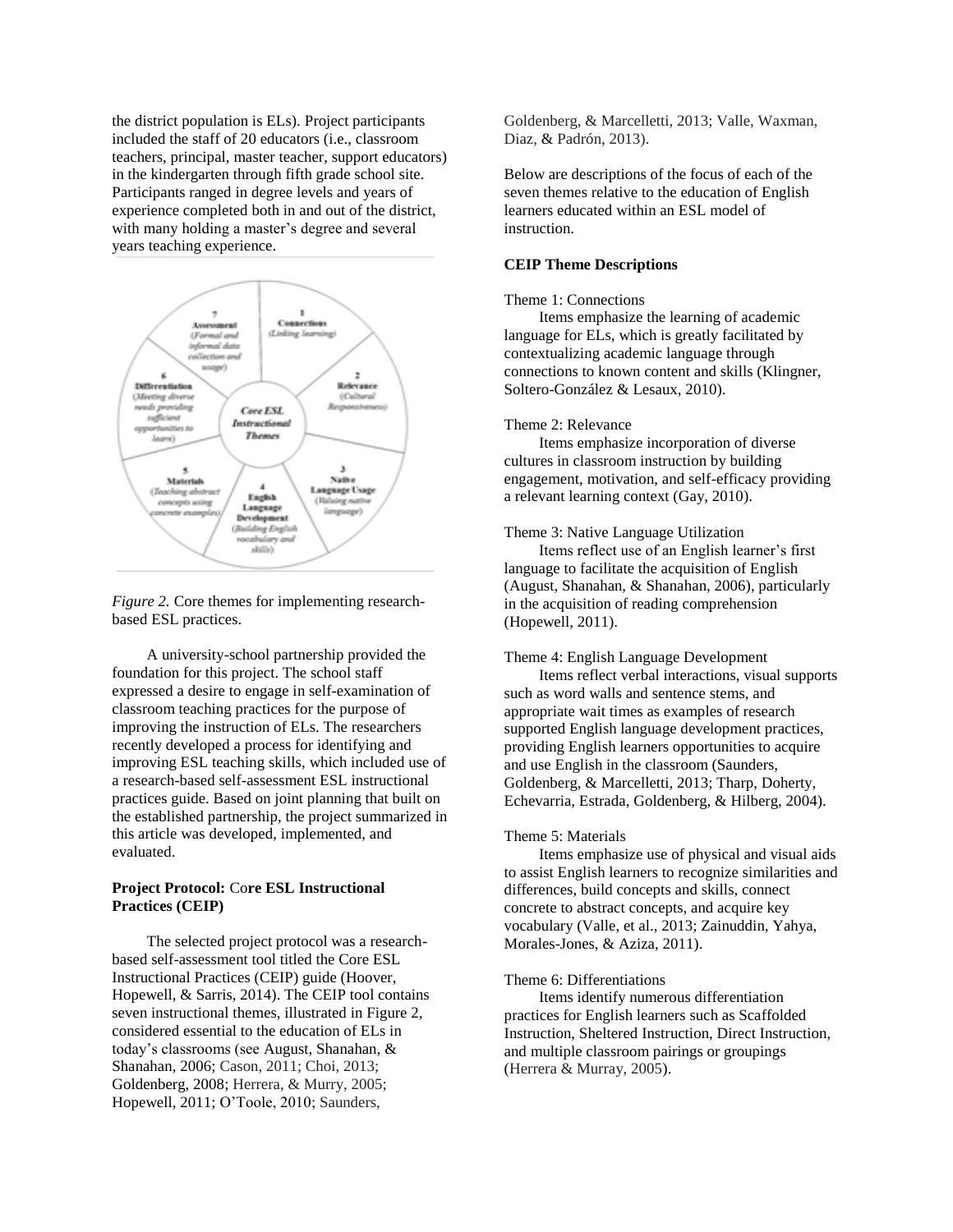the district population is ELs). Project participants included the staff of 20 educators (i.e., classroom teachers, principal, master teacher, support educators) in the kindergarten through fifth grade school site. Participants ranged in degree levels and years of experience completed both in and out of the district, with many holding a master's degree and several years teaching experience.

*Figure 2.* Core themes for implementing research-based ESL practices.

A university-school partnership provided the foundation for this project. The school staff expressed a desire to engage in self-examination of classroom teaching practices for the purpose of improving the instruction of ELs. The researchers recently developed a process for identifying and improving ESL teaching skills, which included use of a research-based self-assessment ESL instructional practices guide. Based on joint planning that built on the established partnership, the project summarized in this article was developed, implemented, and evaluated.

**Project Protocol: Core ESL Instructional Practices (CEIP)**

The selected project protocol was a research-based self-assessment tool titled the Core ESL Instructional Practices (CEIP) guide (Hoover, Hopewell, & Sarris, 2014). The CEIP tool contains seven instructional themes, illustrated in Figure 2, considered essential to the education of ELs in today's classrooms (see August, Shanahan, & Shanahan, 2006; Cason, 2011; Choi, 2013; Goldenberg, 2008; Herrera, & Murry, 2005; Hopewell, 2011; O'Toole, 2010; Saunders, Goldenberg, & Marcelletti, 2013; Valle, Waxman, Diaz, & Padrón, 2013).

Below are descriptions of the focus of each of the seven themes relative to the education of English learners educated within an ESL model of instruction.

**CEIP Theme Descriptions**

Theme 1: Connections

Items emphasize the learning of academic language for ELs, which is greatly facilitated by contextualizing academic language through connections to known content and skills (Klingner, Soltero-González & Lesaux, 2010).

Theme 2: Relevance

Items emphasize incorporation of diverse cultures in classroom instruction by building engagement, motivation, and self-efficacy providing a relevant learning context (Gay, 2010).

Theme 3: Native Language Utilization

Items reflect use of an English learner's first language to facilitate the acquisition of English (August, Shanahan, & Shanahan, 2006), particularly in the acquisition of reading comprehension (Hopewell, 2011).

Theme 4: English Language Development

Items reflect verbal interactions, visual supports such as word walls and sentence stems, and appropriate wait times as examples of research supported English language development practices, providing English learners opportunities to acquire and use English in the classroom (Saunders, Goldenberg, & Marcelletti, 2013; Tharp, Doherty, Echevarria, Estrada, Goldenberg, & Hilberg, 2004).

Theme 5: Materials

Items emphasize use of physical and visual aids to assist English learners to recognize similarities and differences, build concepts and skills, connect concrete to abstract concepts, and acquire key vocabulary (Valle, et al., 2013; Zainuddin, Yahya, Morales-Jones, & Aziza, 2011).

Theme 6: Differentiations

Items identify numerous differentiation practices for English learners such as Scaffolded Instruction, Sheltered Instruction, Direct Instruction, and multiple classroom pairings or groupings (Herrera & Murray, 2005).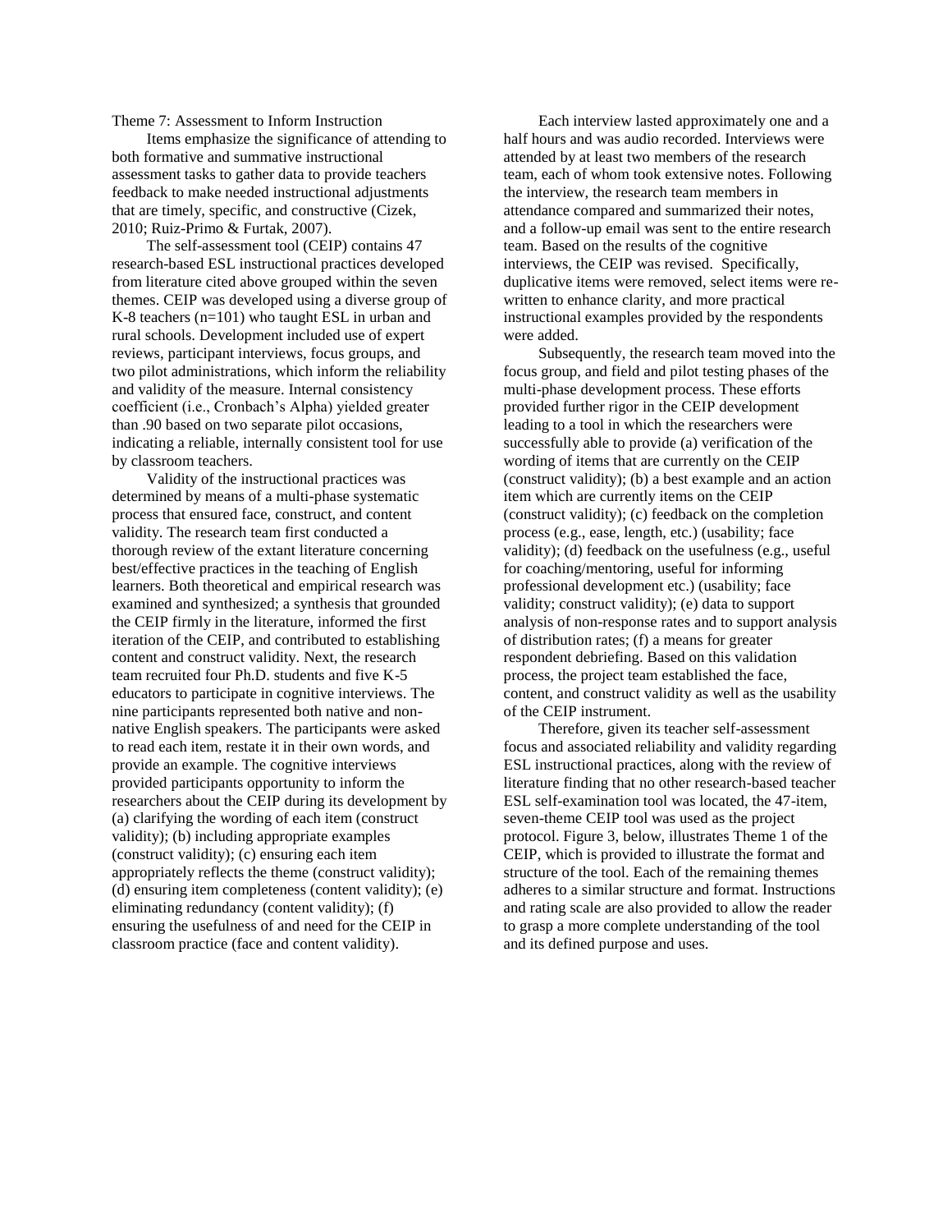Theme 7: Assessment to Inform Instruction

Items emphasize the significance of attending to both formative and summative instructional assessment tasks to gather data to provide teachers feedback to make needed instructional adjustments that are timely, specific, and constructive (Cizek, 2010; Ruiz-Primo & Furtak, 2007).

The self-assessment tool (CEIP) contains 47 research-based ESL instructional practices developed from literature cited above grouped within the seven themes. CEIP was developed using a diverse group of K-8 teachers (n=101) who taught ESL in urban and rural schools. Development included use of expert reviews, participant interviews, focus groups, and two pilot administrations, which inform the reliability and validity of the measure. Internal consistency coefficient (i.e., Cronbach's Alpha) yielded greater than .90 based on two separate pilot occasions, indicating a reliable, internally consistent tool for use by classroom teachers.

Validity of the instructional practices was determined by means of a multi-phase systematic process that ensured face, construct, and content validity. The research team first conducted a thorough review of the extant literature concerning best/effective practices in the teaching of English learners. Both theoretical and empirical research was examined and synthesized; a synthesis that grounded the CEIP firmly in the literature, informed the first iteration of the CEIP, and contributed to establishing content and construct validity. Next, the research team recruited four Ph.D. students and five K-5 educators to participate in cognitive interviews. The nine participants represented both native and non-native English speakers. The participants were asked to read each item, restate it in their own words, and provide an example. The cognitive interviews provided participants opportunity to inform the researchers about the CEIP during its development by (a) clarifying the wording of each item (construct validity); (b) including appropriate examples (construct validity); (c) ensuring each item appropriately reflects the theme (construct validity); (d) ensuring item completeness (content validity); (e) eliminating redundancy (content validity); (f) ensuring the usefulness of and need for the CEIP in classroom practice (face and content validity).

Each interview lasted approximately one and a half hours and was audio recorded. Interviews were attended by at least two members of the research team, each of whom took extensive notes. Following the interview, the research team members in attendance compared and summarized their notes, and a follow-up email was sent to the entire research team. Based on the results of the cognitive interviews, the CEIP was revised. Specifically, duplicative items were removed, select items were re-written to enhance clarity, and more practical instructional examples provided by the respondents were added.

Subsequently, the research team moved into the focus group, and field and pilot testing phases of the multi-phase development process. These efforts provided further rigor in the CEIP development leading to a tool in which the researchers were successfully able to provide (a) verification of the wording of items that are currently on the CEIP (construct validity); (b) a best example and an action item which are currently items on the CEIP (construct validity); (c) feedback on the completion process (e.g., ease, length, etc.) (usability; face validity); (d) feedback on the usefulness (e.g., useful for coaching/mentoring, useful for informing professional development etc.) (usability; face validity; construct validity); (e) data to support analysis of non-response rates and to support analysis of distribution rates; (f) a means for greater respondent debriefing. Based on this validation process, the project team established the face, content, and construct validity as well as the usability of the CEIP instrument.

Therefore, given its teacher self-assessment focus and associated reliability and validity regarding ESL instructional practices, along with the review of literature finding that no other research-based teacher ESL self-examination tool was located, the 47-item, seven-theme CEIP tool was used as the project protocol. Figure 3, below, illustrates Theme 1 of the CEIP, which is provided to illustrate the format and structure of the tool. Each of the remaining themes adheres to a similar structure and format. Instructions and rating scale are also provided to allow the reader to grasp a more complete understanding of the tool and its defined purpose and uses.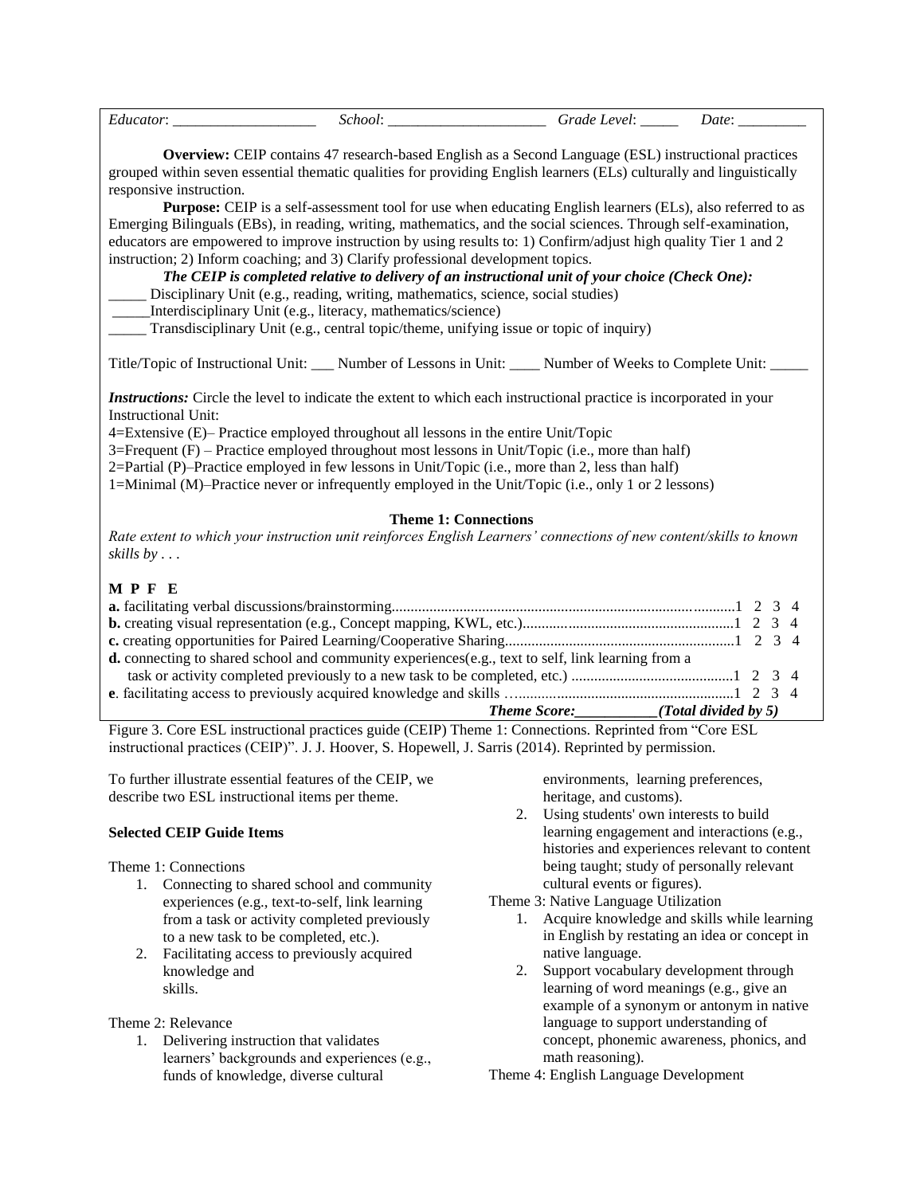*Educator*: ___________________ *School*: _____________________ *Grade Level*: _____ *Date*: _________

**Overview:** CEIP contains 47 research-based English as a Second Language (ESL) instructional practices grouped within seven essential thematic qualities for providing English learners (ELs) culturally and linguistically responsive instruction.

**Purpose:** CEIP is a self-assessment tool for use when educating English learners (ELs), also referred to as Emerging Bilinguals (EBs), in reading, writing, mathematics, and the social sciences. Through self-examination, educators are empowered to improve instruction by using results to: 1) Confirm/adjust high quality Tier 1 and 2 instruction; 2) Inform coaching; and 3) Clarify professional development topics.

***The CEIP is completed relative to delivery of an instructional unit of your choice (Check One):***

_____ Disciplinary Unit (e.g., reading, writing, mathematics, science, social studies)

_____Interdisciplinary Unit (e.g., literacy, mathematics/science)

_____ Transdisciplinary Unit (e.g., central topic/theme, unifying issue or topic of inquiry)

Title/Topic of Instructional Unit: ___ Number of Lessons in Unit: ____ Number of Weeks to Complete Unit: _____

***Instructions:*** Circle the level to indicate the extent to which each instructional practice is incorporated in your Instructional Unit:

4=Extensive (E)– Practice employed throughout all lessons in the entire Unit/Topic

3=Frequent (F) – Practice employed throughout most lessons in Unit/Topic (i.e., more than half)

2=Partial (P)–Practice employed in few lessons in Unit/Topic (i.e., more than 2, less than half)

1=Minimal (M)–Practice never or infrequently employed in the Unit/Topic (i.e., only 1 or 2 lessons)

**Theme 1: Connections**

*Rate extent to which your instruction unit reinforces English Learners' connections of new content/skills to known skills by . . .*

**M P F E**

**a.** facilitating verbal discussions/brainstorming..........................................................................................1 2 3 4

**b.** creating visual representation (e.g., Concept mapping, KWL, etc.)........................................................1 2 3 4

**c.** creating opportunities for Paired Learning/Cooperative Sharing............................................................1 2 3 4

**d.** connecting to shared school and community experiences(e.g., text to self, link learning from a task or activity completed previously to a new task to be completed, etc.) ..........................................1 2 3 4

**e**. facilitating access to previously acquired knowledge and skills …........................................................1 2 3 4

***Theme Score:___________(Total divided by 5)***

Figure 3. Core ESL instructional practices guide (CEIP) Theme 1: Connections. Reprinted from "Core ESL instructional practices (CEIP)". J. J. Hoover, S. Hopewell, J. Sarris (2014). Reprinted by permission.

To further illustrate essential features of the CEIP, we describe two ESL instructional items per theme.

**Selected CEIP Guide Items**

Theme 1: Connections

1. Connecting to shared school and community experiences (e.g., text-to-self, link learning from a task or activity completed previously to a new task to be completed, etc.).
2. Facilitating access to previously acquired knowledge and skills.

Theme 2: Relevance

1. Delivering instruction that validates learners' backgrounds and experiences (e.g., funds of knowledge, diverse cultural environments, learning preferences, heritage, and customs).
2. Using students' own interests to build learning engagement and interactions (e.g., histories and experiences relevant to content being taught; study of personally relevant cultural events or figures).

Theme 3: Native Language Utilization

1. Acquire knowledge and skills while learning in English by restating an idea or concept in native language.
2. Support vocabulary development through learning of word meanings (e.g., give an example of a synonym or antonym in native language to support understanding of concept, phonemic awareness, phonics, and math reasoning).

Theme 4: English Language Development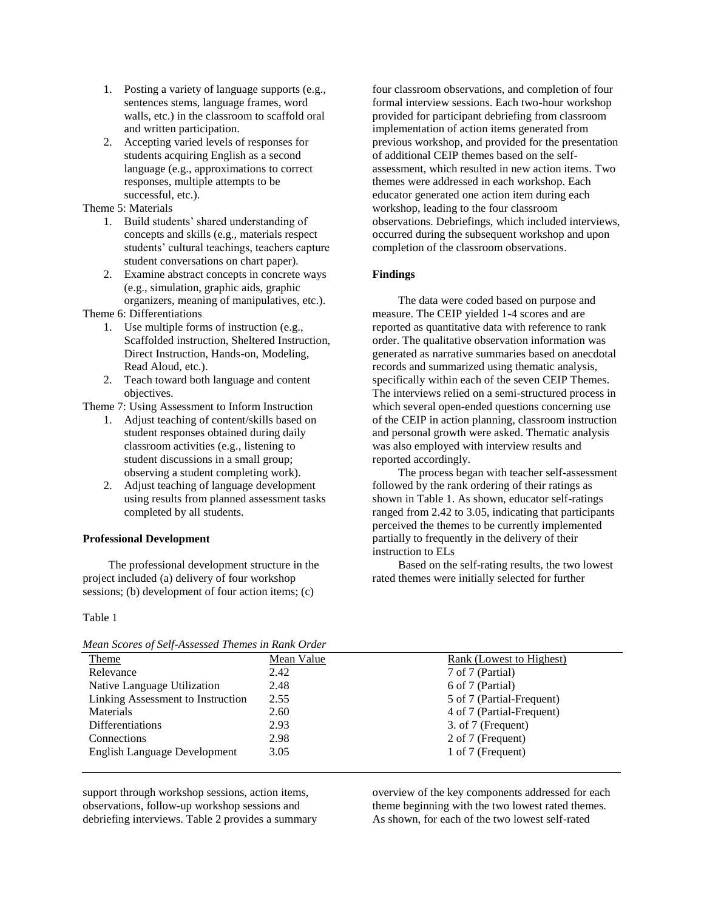1. Posting a variety of language supports (e.g., sentences stems, language frames, word walls, etc.) in the classroom to scaffold oral and written participation.
2. Accepting varied levels of responses for students acquiring English as a second language (e.g., approximations to correct responses, multiple attempts to be successful, etc.).

Theme 5: Materials

1. Build students' shared understanding of concepts and skills (e.g., materials respect students' cultural teachings, teachers capture student conversations on chart paper).
2. Examine abstract concepts in concrete ways (e.g., simulation, graphic aids, graphic organizers, meaning of manipulatives, etc.).

Theme 6: Differentiations

1. Use multiple forms of instruction (e.g., Scaffolded instruction, Sheltered Instruction, Direct Instruction, Hands-on, Modeling, Read Aloud, etc.).
2. Teach toward both language and content objectives.

Theme 7: Using Assessment to Inform Instruction

1. Adjust teaching of content/skills based on student responses obtained during daily classroom activities (e.g., listening to student discussions in a small group; observing a student completing work).
2. Adjust teaching of language development using results from planned assessment tasks completed by all students.

**Professional Development**

The professional development structure in the project included (a) delivery of four workshop sessions; (b) development of four action items; (c) four classroom observations, and completion of four formal interview sessions. Each two-hour workshop provided for participant debriefing from classroom implementation of action items generated from previous workshop, and provided for the presentation of additional CEIP themes based on the self-assessment, which resulted in new action items. Two themes were addressed in each workshop. Each educator generated one action item during each workshop, leading to the four classroom observations. Debriefings, which included interviews, occurred during the subsequent workshop and upon completion of the classroom observations.

**Findings**

The data were coded based on purpose and measure. The CEIP yielded 1-4 scores and are reported as quantitative data with reference to rank order. The qualitative observation information was generated as narrative summaries based on anecdotal records and summarized using thematic analysis, specifically within each of the seven CEIP Themes. The interviews relied on a semi-structured process in which several open-ended questions concerning use of the CEIP in action planning, classroom instruction and personal growth were asked. Thematic analysis was also employed with interview results and reported accordingly.

The process began with teacher self-assessment followed by the rank ordering of their ratings as shown in Table 1. As shown, educator self-ratings ranged from 2.42 to 3.05, indicating that participants perceived the themes to be currently implemented partially to frequently in the delivery of their instruction to ELs

Based on the self-rating results, the two lowest rated themes were initially selected for further support through workshop sessions, action items, observations, follow-up workshop sessions and debriefing interviews. Table 2 provides a summary overview of the key components addressed for each theme beginning with the two lowest rated themes. As shown, for each of the two lowest self-rated

Table 1

*Mean Scores of Self-Assessed Themes in Rank Order*

| Theme | Mean Value | Rank (Lowest to Highest) |
|---|---|---|
| Relevance | 2.42 | 7 of 7 (Partial) |
| Native Language Utilization | 2.48 | 6 of 7 (Partial) |
| Linking Assessment to Instruction | 2.55 | 5 of 7 (Partial-Frequent) |
| Materials | 2.60 | 4 of 7 (Partial-Frequent) |
| Differentiations | 2.93 | 3. of 7 (Frequent) |
| Connections | 2.98 | 2 of 7 (Frequent) |
| English Language Development | 3.05 | 1 of 7 (Frequent) |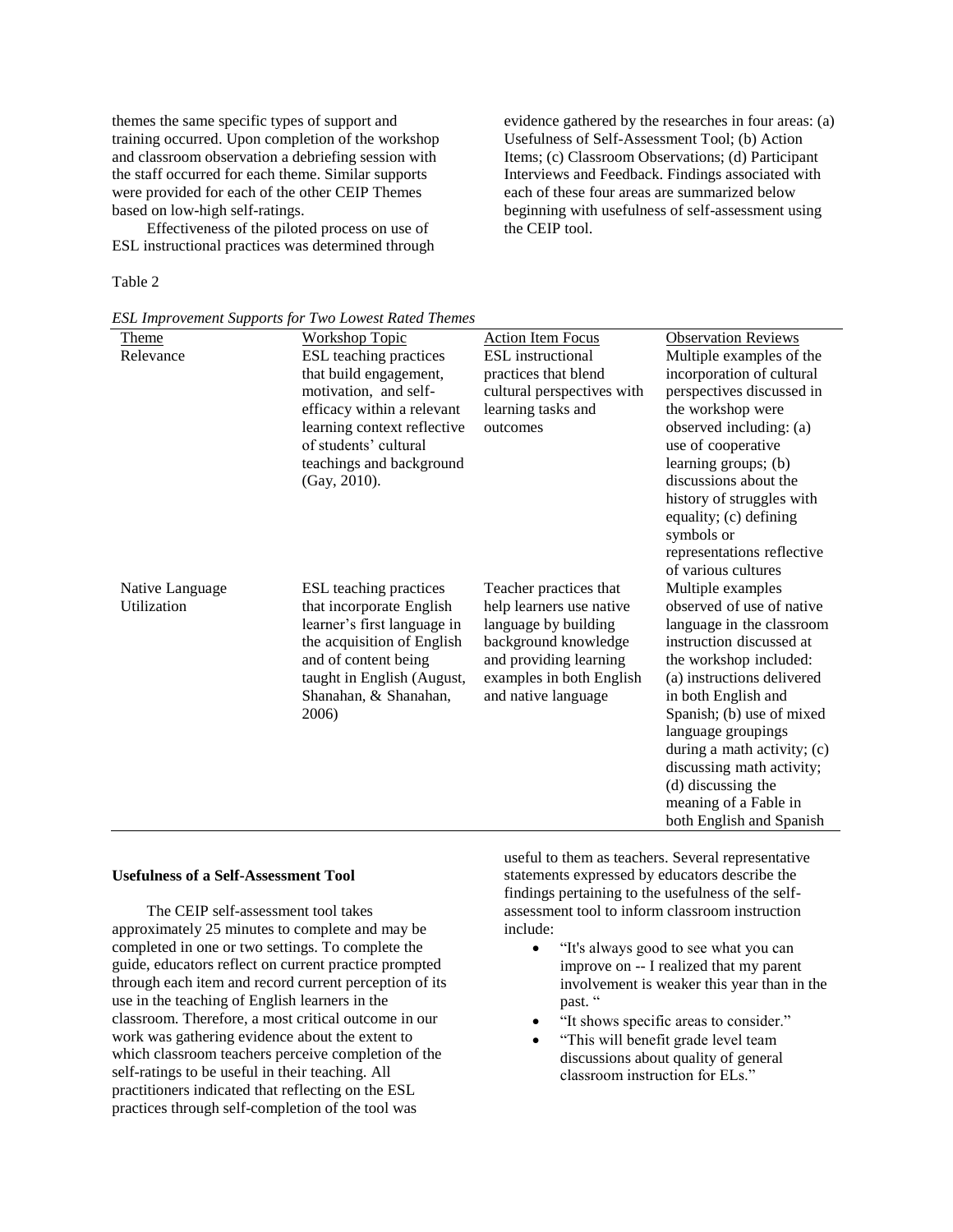themes the same specific types of support and training occurred. Upon completion of the workshop and classroom observation a debriefing session with the staff occurred for each theme. Similar supports were provided for each of the other CEIP Themes based on low-high self-ratings.

Effectiveness of the piloted process on use of ESL instructional practices was determined through evidence gathered by the researches in four areas: (a) Usefulness of Self-Assessment Tool; (b) Action Items; (c) Classroom Observations; (d) Participant Interviews and Feedback. Findings associated with each of these four areas are summarized below beginning with usefulness of self-assessment using the CEIP tool.

Table 2

*ESL Improvement Supports for Two Lowest Rated Themes*

| Theme | Workshop Topic | Action Item Focus | Observation Reviews |
|---|---|---|---|
| Relevance | ESL teaching practices that build engagement, motivation, and self-efficacy within a relevant learning context reflective of students' cultural teachings and background (Gay, 2010). | ESL instructional practices that blend cultural perspectives with learning tasks and outcomes | Multiple examples of the incorporation of cultural perspectives discussed in the workshop were observed including: (a) use of cooperative learning groups; (b) discussions about the history of struggles with equality; (c) defining symbols or representations reflective of various cultures |
| Native Language Utilization | ESL teaching practices that incorporate English learner's first language in the acquisition of English and of content being taught in English (August, Shanahan, & Shanahan, 2006) | Teacher practices that help learners use native language by building background knowledge and providing learning examples in both English and native language | Multiple examples observed of use of native language in the classroom instruction discussed at the workshop included: (a) instructions delivered in both English and Spanish; (b) use of mixed language groupings during a math activity; (c) discussing math activity; (d) discussing the meaning of a Fable in both English and Spanish |

### Usefulness of a Self-Assessment Tool

The CEIP self-assessment tool takes approximately 25 minutes to complete and may be completed in one or two settings. To complete the guide, educators reflect on current practice prompted through each item and record current perception of its use in the teaching of English learners in the classroom. Therefore, a most critical outcome in our work was gathering evidence about the extent to which classroom teachers perceive completion of the self-ratings to be useful in their teaching. All practitioners indicated that reflecting on the ESL practices through self-completion of the tool was useful to them as teachers. Several representative statements expressed by educators describe the findings pertaining to the usefulness of the self-assessment tool to inform classroom instruction include:

- "It's always good to see what you can improve on -- I realized that my parent involvement is weaker this year than in the past. "
- "It shows specific areas to consider."
- "This will benefit grade level team discussions about quality of general classroom instruction for ELs."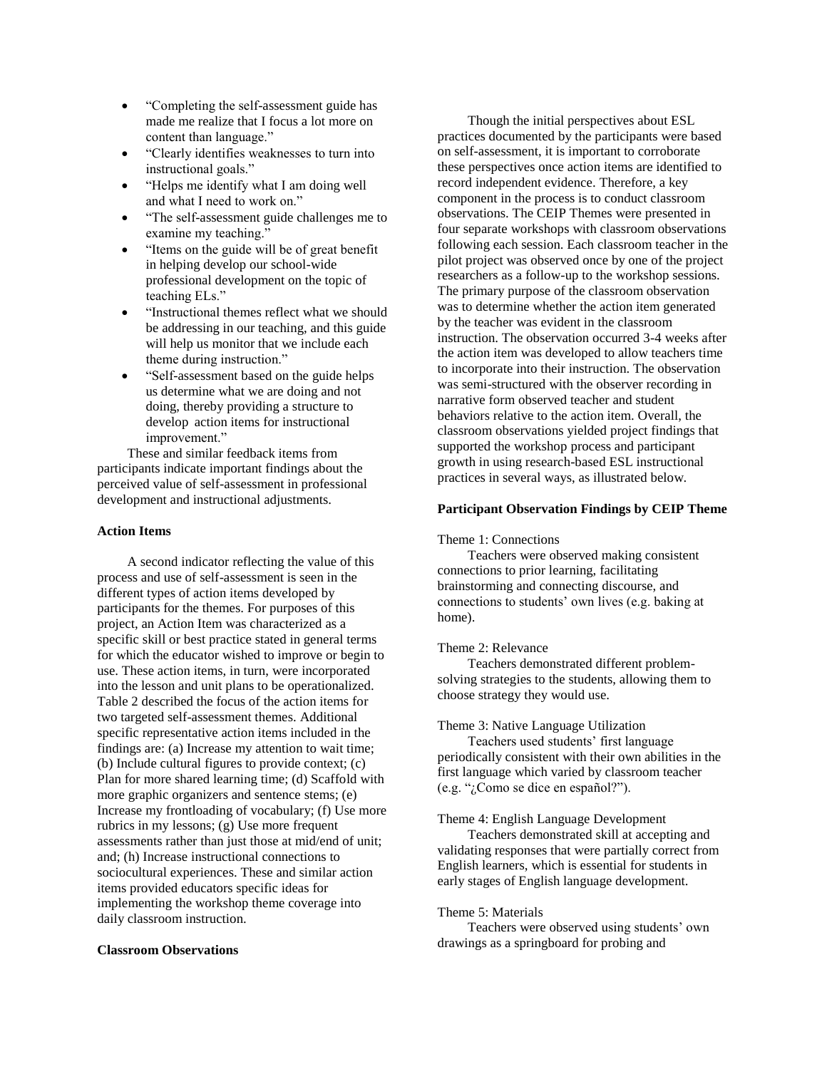- "Completing the self-assessment guide has made me realize that I focus a lot more on content than language."
- "Clearly identifies weaknesses to turn into instructional goals."
- "Helps me identify what I am doing well and what I need to work on."
- "The self-assessment guide challenges me to examine my teaching."
- "Items on the guide will be of great benefit in helping develop our school-wide professional development on the topic of teaching ELs."
- "Instructional themes reflect what we should be addressing in our teaching, and this guide will help us monitor that we include each theme during instruction."
- "Self-assessment based on the guide helps us determine what we are doing and not doing, thereby providing a structure to develop action items for instructional improvement."

These and similar feedback items from participants indicate important findings about the perceived value of self-assessment in professional development and instructional adjustments.

**Action Items**

A second indicator reflecting the value of this process and use of self-assessment is seen in the different types of action items developed by participants for the themes. For purposes of this project, an Action Item was characterized as a specific skill or best practice stated in general terms for which the educator wished to improve or begin to use. These action items, in turn, were incorporated into the lesson and unit plans to be operationalized. Table 2 described the focus of the action items for two targeted self-assessment themes. Additional specific representative action items included in the findings are: (a) Increase my attention to wait time; (b) Include cultural figures to provide context; (c) Plan for more shared learning time; (d) Scaffold with more graphic organizers and sentence stems; (e) Increase my frontloading of vocabulary; (f) Use more rubrics in my lessons; (g) Use more frequent assessments rather than just those at mid/end of unit; and; (h) Increase instructional connections to sociocultural experiences. These and similar action items provided educators specific ideas for implementing the workshop theme coverage into daily classroom instruction.

**Classroom Observations**

Though the initial perspectives about ESL practices documented by the participants were based on self-assessment, it is important to corroborate these perspectives once action items are identified to record independent evidence. Therefore, a key component in the process is to conduct classroom observations. The CEIP Themes were presented in four separate workshops with classroom observations following each session. Each classroom teacher in the pilot project was observed once by one of the project researchers as a follow-up to the workshop sessions. The primary purpose of the classroom observation was to determine whether the action item generated by the teacher was evident in the classroom instruction. The observation occurred 3-4 weeks after the action item was developed to allow teachers time to incorporate into their instruction. The observation was semi-structured with the observer recording in narrative form observed teacher and student behaviors relative to the action item. Overall, the classroom observations yielded project findings that supported the workshop process and participant growth in using research-based ESL instructional practices in several ways, as illustrated below.

**Participant Observation Findings by CEIP Theme**

Theme 1: Connections

Teachers were observed making consistent connections to prior learning, facilitating brainstorming and connecting discourse, and connections to students' own lives (e.g. baking at home).

Theme 2: Relevance

Teachers demonstrated different problem-solving strategies to the students, allowing them to choose strategy they would use.

Theme 3: Native Language Utilization

Teachers used students' first language periodically consistent with their own abilities in the first language which varied by classroom teacher (e.g. "¿Como se dice en español?").

Theme 4: English Language Development

Teachers demonstrated skill at accepting and validating responses that were partially correct from English learners, which is essential for students in early stages of English language development.

Theme 5: Materials

Teachers were observed using students' own drawings as a springboard for probing and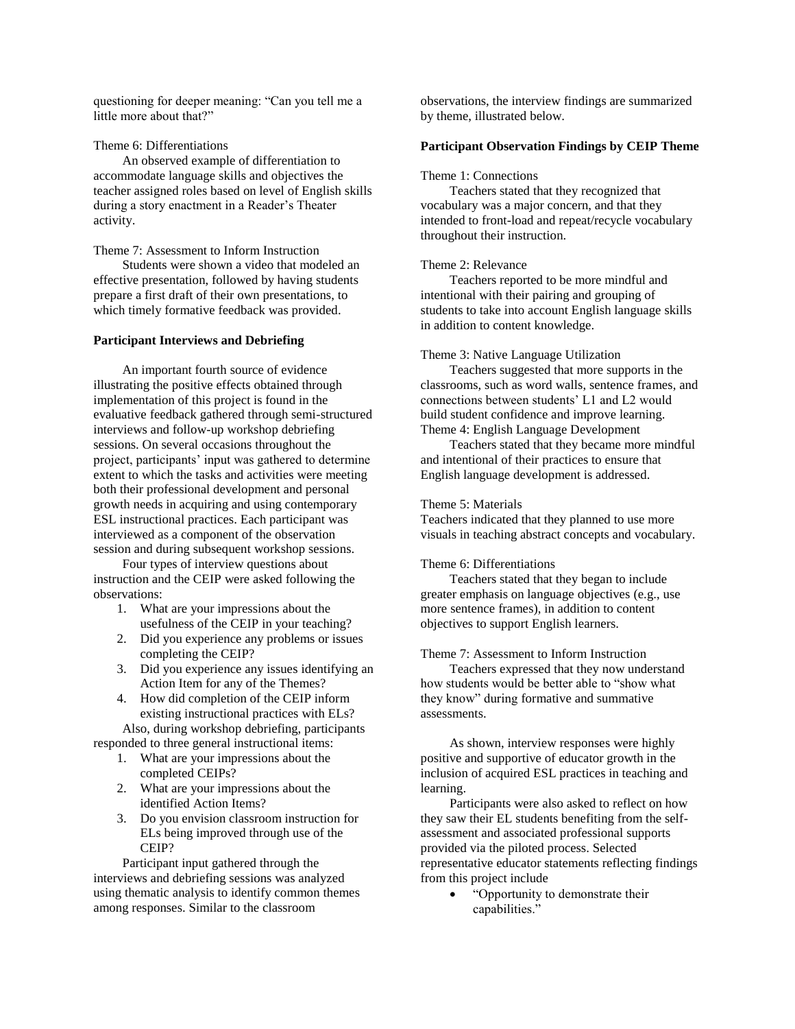questioning for deeper meaning: "Can you tell me a little more about that?"

Theme 6: Differentiations

An observed example of differentiation to accommodate language skills and objectives the teacher assigned roles based on level of English skills during a story enactment in a Reader's Theater activity.

Theme 7: Assessment to Inform Instruction

Students were shown a video that modeled an effective presentation, followed by having students prepare a first draft of their own presentations, to which timely formative feedback was provided.

**Participant Interviews and Debriefing**

An important fourth source of evidence illustrating the positive effects obtained through implementation of this project is found in the evaluative feedback gathered through semi-structured interviews and follow-up workshop debriefing sessions. On several occasions throughout the project, participants' input was gathered to determine extent to which the tasks and activities were meeting both their professional development and personal growth needs in acquiring and using contemporary ESL instructional practices. Each participant was interviewed as a component of the observation session and during subsequent workshop sessions.

Four types of interview questions about instruction and the CEIP were asked following the observations:

1. What are your impressions about the usefulness of the CEIP in your teaching?
2. Did you experience any problems or issues completing the CEIP?
3. Did you experience any issues identifying an Action Item for any of the Themes?
4. How did completion of the CEIP inform existing instructional practices with ELs?

Also, during workshop debriefing, participants responded to three general instructional items:

1. What are your impressions about the completed CEIPs?
2. What are your impressions about the identified Action Items?
3. Do you envision classroom instruction for ELs being improved through use of the CEIP?

Participant input gathered through the interviews and debriefing sessions was analyzed using thematic analysis to identify common themes among responses. Similar to the classroom observations, the interview findings are summarized by theme, illustrated below.

**Participant Observation Findings by CEIP Theme**

Theme 1: Connections

Teachers stated that they recognized that vocabulary was a major concern, and that they intended to front-load and repeat/recycle vocabulary throughout their instruction.

Theme 2: Relevance

Teachers reported to be more mindful and intentional with their pairing and grouping of students to take into account English language skills in addition to content knowledge.

Theme 3: Native Language Utilization

Teachers suggested that more supports in the classrooms, such as word walls, sentence frames, and connections between students' L1 and L2 would build student confidence and improve learning.

Theme 4: English Language Development

Teachers stated that they became more mindful and intentional of their practices to ensure that English language development is addressed.

Theme 5: Materials

Teachers indicated that they planned to use more visuals in teaching abstract concepts and vocabulary.

Theme 6: Differentiations

Teachers stated that they began to include greater emphasis on language objectives (e.g., use more sentence frames), in addition to content objectives to support English learners.

Theme 7: Assessment to Inform Instruction

Teachers expressed that they now understand how students would be better able to "show what they know" during formative and summative assessments.

As shown, interview responses were highly positive and supportive of educator growth in the inclusion of acquired ESL practices in teaching and learning.

Participants were also asked to reflect on how they saw their EL students benefiting from the self-assessment and associated professional supports provided via the piloted process. Selected representative educator statements reflecting findings from this project include

- "Opportunity to demonstrate their capabilities."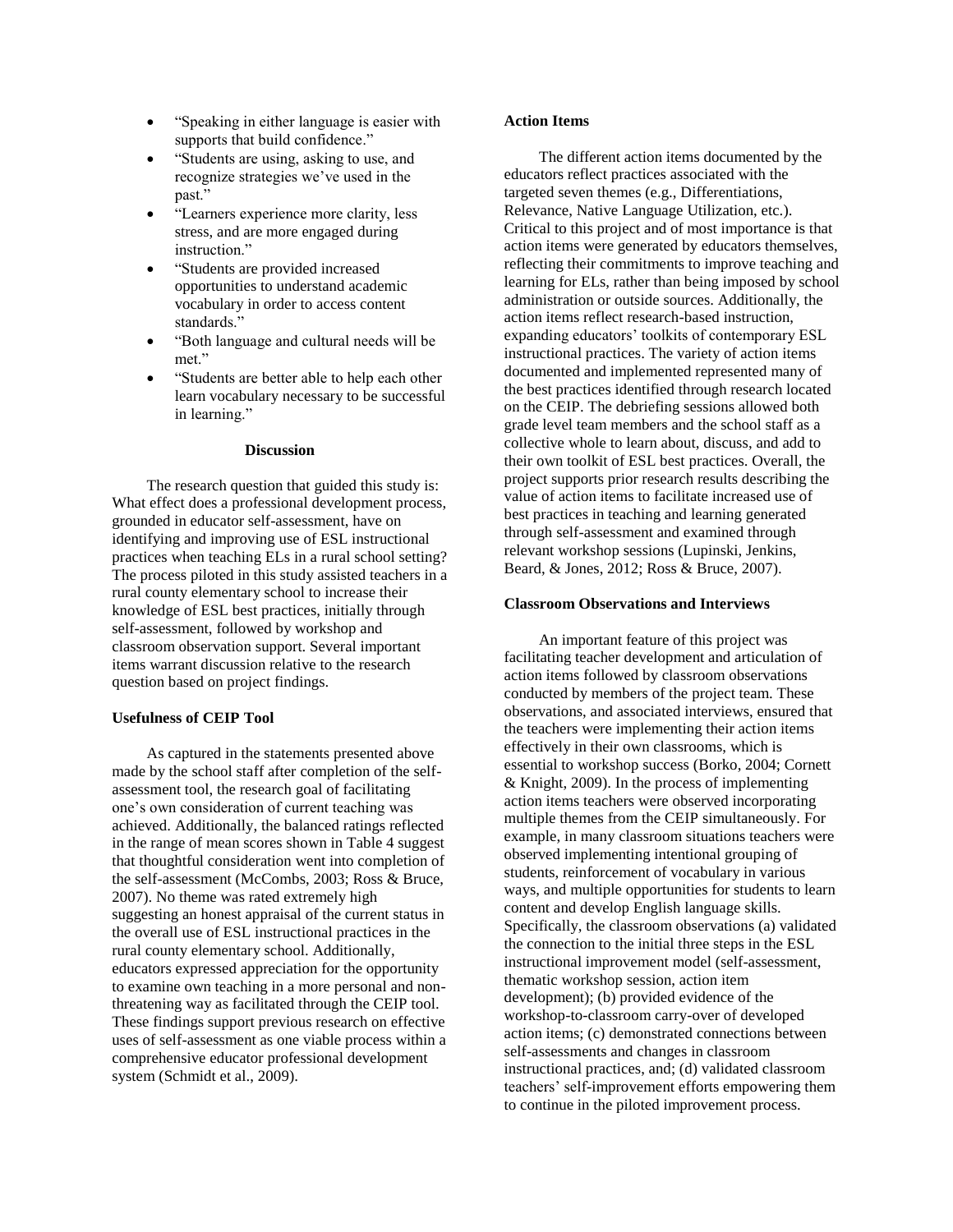- “Speaking in either language is easier with supports that build confidence.”
- “Students are using, asking to use, and recognize strategies we’ve used in the past.”
- “Learners experience more clarity, less stress, and are more engaged during instruction.”
- “Students are provided increased opportunities to understand academic vocabulary in order to access content standards.”
- “Both language and cultural needs will be met.”
- “Students are better able to help each other learn vocabulary necessary to be successful in learning.”

## Discussion

The research question that guided this study is: What effect does a professional development process, grounded in educator self-assessment, have on identifying and improving use of ESL instructional practices when teaching ELs in a rural school setting? The process piloted in this study assisted teachers in a rural county elementary school to increase their knowledge of ESL best practices, initially through self-assessment, followed by workshop and classroom observation support. Several important items warrant discussion relative to the research question based on project findings.

### Usefulness of CEIP Tool

As captured in the statements presented above made by the school staff after completion of the self-assessment tool, the research goal of facilitating one’s own consideration of current teaching was achieved. Additionally, the balanced ratings reflected in the range of mean scores shown in Table 4 suggest that thoughtful consideration went into completion of the self-assessment (McCombs, 2003; Ross & Bruce, 2007). No theme was rated extremely high suggesting an honest appraisal of the current status in the overall use of ESL instructional practices in the rural county elementary school. Additionally, educators expressed appreciation for the opportunity to examine own teaching in a more personal and non-threatening way as facilitated through the CEIP tool. These findings support previous research on effective uses of self-assessment as one viable process within a comprehensive educator professional development system (Schmidt et al., 2009).

### Action Items

The different action items documented by the educators reflect practices associated with the targeted seven themes (e.g., Differentiations, Relevance, Native Language Utilization, etc.). Critical to this project and of most importance is that action items were generated by educators themselves, reflecting their commitments to improve teaching and learning for ELs, rather than being imposed by school administration or outside sources. Additionally, the action items reflect research-based instruction, expanding educators’ toolkits of contemporary ESL instructional practices. The variety of action items documented and implemented represented many of the best practices identified through research located on the CEIP. The debriefing sessions allowed both grade level team members and the school staff as a collective whole to learn about, discuss, and add to their own toolkit of ESL best practices. Overall, the project supports prior research results describing the value of action items to facilitate increased use of best practices in teaching and learning generated through self-assessment and examined through relevant workshop sessions (Lupinski, Jenkins, Beard, & Jones, 2012; Ross & Bruce, 2007).

### Classroom Observations and Interviews

An important feature of this project was facilitating teacher development and articulation of action items followed by classroom observations conducted by members of the project team. These observations, and associated interviews, ensured that the teachers were implementing their action items effectively in their own classrooms, which is essential to workshop success (Borko, 2004; Cornett & Knight, 2009). In the process of implementing action items teachers were observed incorporating multiple themes from the CEIP simultaneously. For example, in many classroom situations teachers were observed implementing intentional grouping of students, reinforcement of vocabulary in various ways, and multiple opportunities for students to learn content and develop English language skills. Specifically, the classroom observations (a) validated the connection to the initial three steps in the ESL instructional improvement model (self-assessment, thematic workshop session, action item development); (b) provided evidence of the workshop-to-classroom carry-over of developed action items; (c) demonstrated connections between self-assessments and changes in classroom instructional practices, and; (d) validated classroom teachers’ self-improvement efforts empowering them to continue in the piloted improvement process.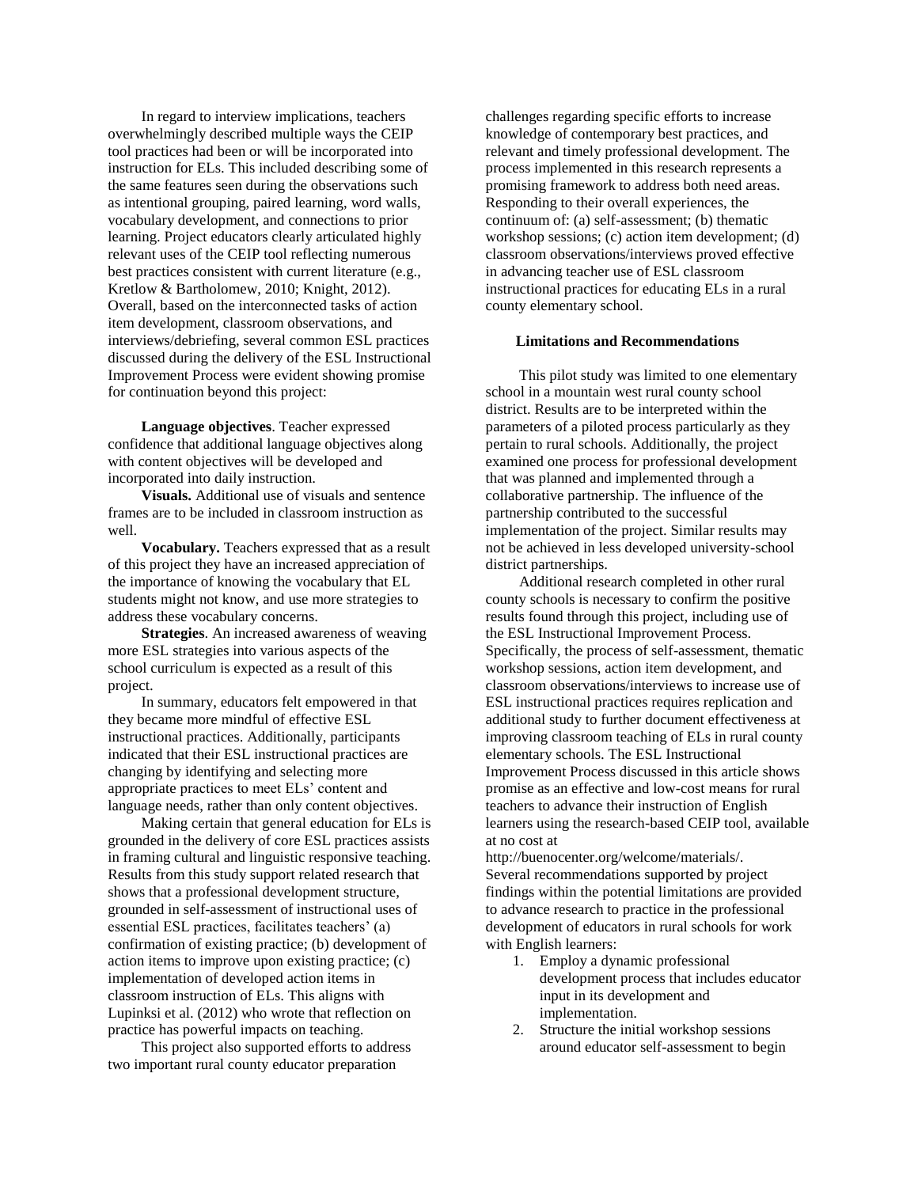In regard to interview implications, teachers overwhelmingly described multiple ways the CEIP tool practices had been or will be incorporated into instruction for ELs. This included describing some of the same features seen during the observations such as intentional grouping, paired learning, word walls, vocabulary development, and connections to prior learning. Project educators clearly articulated highly relevant uses of the CEIP tool reflecting numerous best practices consistent with current literature (e.g., Kretlow & Bartholomew, 2010; Knight, 2012). Overall, based on the interconnected tasks of action item development, classroom observations, and interviews/debriefing, several common ESL practices discussed during the delivery of the ESL Instructional Improvement Process were evident showing promise for continuation beyond this project:

**Language objectives**. Teacher expressed confidence that additional language objectives along with content objectives will be developed and incorporated into daily instruction.

**Visuals.** Additional use of visuals and sentence frames are to be included in classroom instruction as well.

**Vocabulary.** Teachers expressed that as a result of this project they have an increased appreciation of the importance of knowing the vocabulary that EL students might not know, and use more strategies to address these vocabulary concerns.

**Strategies**. An increased awareness of weaving more ESL strategies into various aspects of the school curriculum is expected as a result of this project.

In summary, educators felt empowered in that they became more mindful of effective ESL instructional practices. Additionally, participants indicated that their ESL instructional practices are changing by identifying and selecting more appropriate practices to meet ELs' content and language needs, rather than only content objectives.

Making certain that general education for ELs is grounded in the delivery of core ESL practices assists in framing cultural and linguistic responsive teaching. Results from this study support related research that shows that a professional development structure, grounded in self-assessment of instructional uses of essential ESL practices, facilitates teachers' (a) confirmation of existing practice; (b) development of action items to improve upon existing practice; (c) implementation of developed action items in classroom instruction of ELs. This aligns with Lupinksi et al. (2012) who wrote that reflection on practice has powerful impacts on teaching.

This project also supported efforts to address two important rural county educator preparation challenges regarding specific efforts to increase knowledge of contemporary best practices, and relevant and timely professional development. The process implemented in this research represents a promising framework to address both need areas. Responding to their overall experiences, the continuum of: (a) self-assessment; (b) thematic workshop sessions; (c) action item development; (d) classroom observations/interviews proved effective in advancing teacher use of ESL classroom instructional practices for educating ELs in a rural county elementary school.

### Limitations and Recommendations

This pilot study was limited to one elementary school in a mountain west rural county school district. Results are to be interpreted within the parameters of a piloted process particularly as they pertain to rural schools. Additionally, the project examined one process for professional development that was planned and implemented through a collaborative partnership. The influence of the partnership contributed to the successful implementation of the project. Similar results may not be achieved in less developed university-school district partnerships.

Additional research completed in other rural county schools is necessary to confirm the positive results found through this project, including use of the ESL Instructional Improvement Process. Specifically, the process of self-assessment, thematic workshop sessions, action item development, and classroom observations/interviews to increase use of ESL instructional practices requires replication and additional study to further document effectiveness at improving classroom teaching of ELs in rural county elementary schools. The ESL Instructional Improvement Process discussed in this article shows promise as an effective and low-cost means for rural teachers to advance their instruction of English learners using the research-based CEIP tool, available at no cost at http://buenocenter.org/welcome/materials/. Several recommendations supported by project findings within the potential limitations are provided to advance research to practice in the professional development of educators in rural schools for work with English learners:

1. Employ a dynamic professional development process that includes educator input in its development and implementation.
2. Structure the initial workshop sessions around educator self-assessment to begin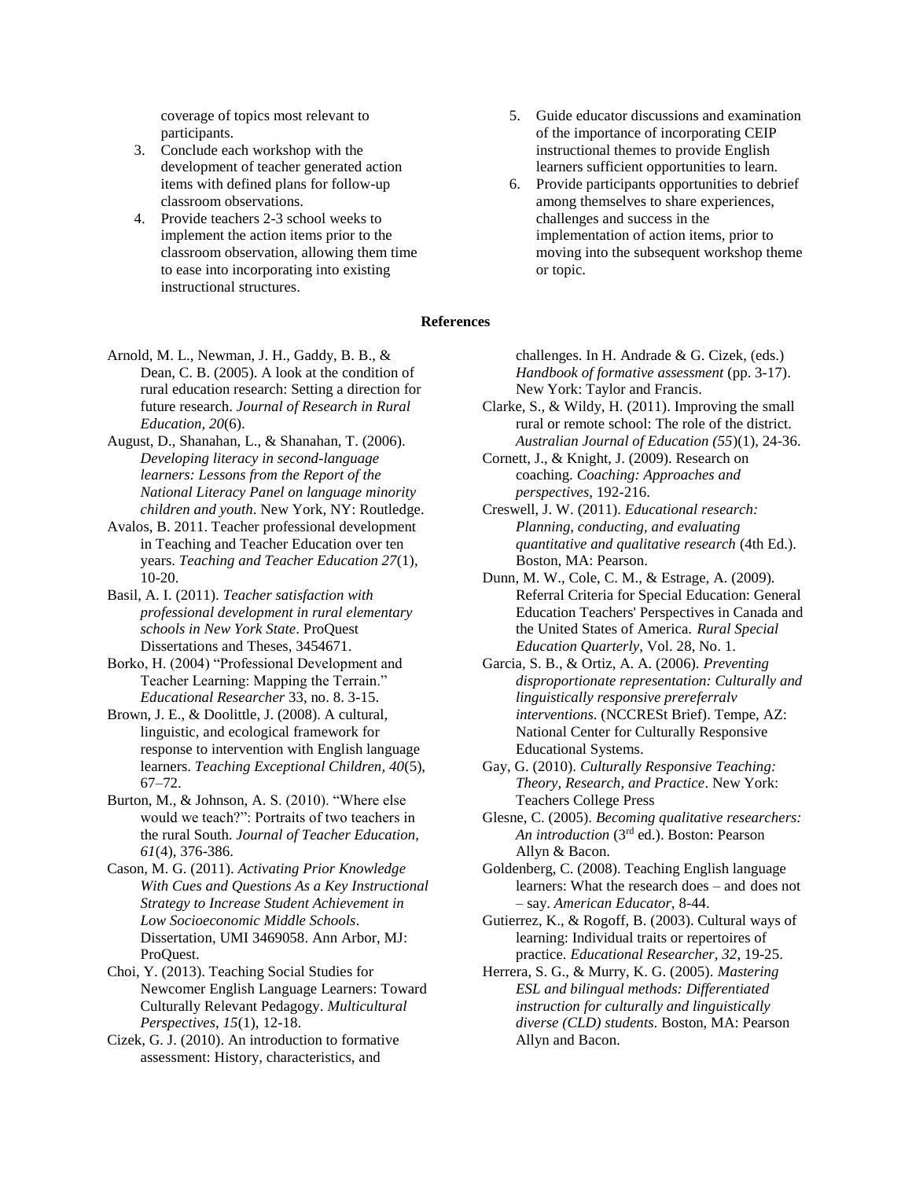coverage of topics most relevant to participants.

3. Conclude each workshop with the development of teacher generated action items with defined plans for follow-up classroom observations.
4. Provide teachers 2-3 school weeks to implement the action items prior to the classroom observation, allowing them time to ease into incorporating into existing instructional structures.
5. Guide educator discussions and examination of the importance of incorporating CEIP instructional themes to provide English learners sufficient opportunities to learn.
6. Provide participants opportunities to debrief among themselves to share experiences, challenges and success in the implementation of action items, prior to moving into the subsequent workshop theme or topic.

## References

Arnold, M. L., Newman, J. H., Gaddy, B. B., & Dean, C. B. (2005). A look at the condition of rural education research: Setting a direction for future research. *Journal of Research in Rural Education, 20*(6).

August, D., Shanahan, L., & Shanahan, T. (2006). *Developing literacy in second-language learners: Lessons from the Report of the National Literacy Panel on language minority children and youth*. New York, NY: Routledge.

Avalos, B. 2011. Teacher professional development in Teaching and Teacher Education over ten years. *Teaching and Teacher Education 27*(1), 10-20.

Basil, A. I. (2011). *Teacher satisfaction with professional development in rural elementary schools in New York State*. ProQuest Dissertations and Theses, 3454671.

Borko, H. (2004) "Professional Development and Teacher Learning: Mapping the Terrain." *Educational Researcher* 33, no. 8. 3-15.

Brown, J. E., & Doolittle, J. (2008). A cultural, linguistic, and ecological framework for response to intervention with English language learners. *Teaching Exceptional Children*, *40*(5), 67–72.

Burton, M., & Johnson, A. S. (2010). "Where else would we teach?": Portraits of two teachers in the rural South. *Journal of Teacher Education, 61*(4), 376-386.

Cason, M. G. (2011). *Activating Prior Knowledge With Cues and Questions As a Key Instructional Strategy to Increase Student Achievement in Low Socioeconomic Middle Schools*. Dissertation, UMI 3469058. Ann Arbor, MJ: ProQuest.

Choi, Y. (2013). Teaching Social Studies for Newcomer English Language Learners: Toward Culturally Relevant Pedagogy. *Multicultural Perspectives*, *15*(1), 12-18.

Cizek, G. J. (2010). An introduction to formative assessment: History, characteristics, and challenges. In H. Andrade & G. Cizek, (eds.) *Handbook of formative assessment* (pp. 3-17). New York: Taylor and Francis.

Clarke, S., & Wildy, H. (2011). Improving the small rural or remote school: The role of the district. *Australian Journal of Education (55*)(1), 24-36.

Cornett, J., & Knight, J. (2009). Research on coaching. *Coaching: Approaches and perspectives*, 192-216.

Creswell, J. W. (2011). *Educational research: Planning, conducting, and evaluating quantitative and qualitative research* (4th Ed.). Boston, MA: Pearson.

Dunn, M. W., Cole, C. M., & Estrage, A. (2009). Referral Criteria for Special Education: General Education Teachers' Perspectives in Canada and the United States of America. *Rural Special Education Quarterly*, Vol. 28, No. 1.

Garcia, S. B., & Ortiz, A. A. (2006). *Preventing disproportionate representation: Culturally and linguistically responsive prereferralv interventions*. (NCCRESt Brief). Tempe, AZ: National Center for Culturally Responsive Educational Systems.

Gay, G. (2010). *Culturally Responsive Teaching: Theory, Research, and Practice*. New York: Teachers College Press

Glesne, C. (2005). *Becoming qualitative researchers: An introduction* (3rd ed.). Boston: Pearson Allyn & Bacon.

Goldenberg, C. (2008). Teaching English language learners: What the research does – and does not – say. *American Educator*, 8-44.

Gutierrez, K., & Rogoff, B. (2003). Cultural ways of learning: Individual traits or repertoires of practice. *Educational Researcher*, *32*, 19-25.

Herrera, S. G., & Murry, K. G. (2005). *Mastering ESL and bilingual methods: Differentiated instruction for culturally and linguistically diverse (CLD) students*. Boston, MA: Pearson Allyn and Bacon.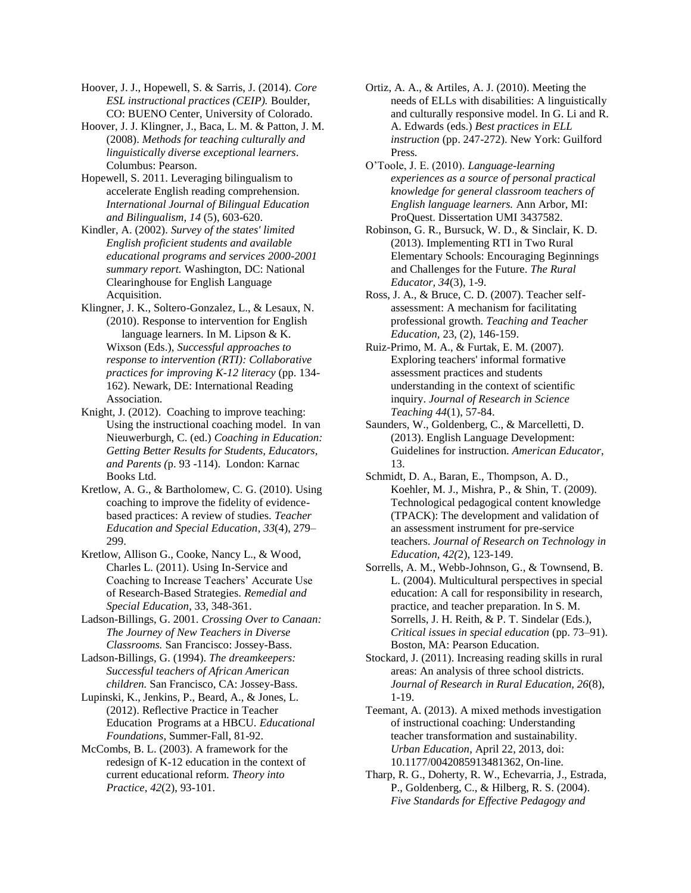Hoover, J. J., Hopewell, S. & Sarris, J. (2014). *Core ESL instructional practices (CEIP).* Boulder, CO: BUENO Center, University of Colorado.

Hoover, J. J. Klingner, J., Baca, L. M. & Patton, J. M. (2008). *Methods for teaching culturally and linguistically diverse exceptional learners*. Columbus: Pearson.

Hopewell, S. 2011. Leveraging bilingualism to accelerate English reading comprehension. *International Journal of Bilingual Education and Bilingualism*, *14* (5), 603-620.

Kindler, A. (2002). *Survey of the states' limited English proficient students and available educational programs and services 2000-2001 summary report.* Washington, DC: National Clearinghouse for English Language Acquisition.

Klingner, J. K., Soltero-Gonzalez, L., & Lesaux, N. (2010). Response to intervention for English language learners. In M. Lipson & K. Wixson (Eds.), *Successful approaches to response to intervention (RTI): Collaborative practices for improving K-12 literacy* (pp. 134-162). Newark, DE: International Reading Association.

Knight, J. (2012). Coaching to improve teaching: Using the instructional coaching model. In van Nieuwerburgh, C. (ed.) *Coaching in Education: Getting Better Results for Students, Educators, and Parents (*p. 93 -114). London: Karnac Books Ltd.

Kretlow, A. G., & Bartholomew, C. G. (2010). Using coaching to improve the fidelity of evidence-based practices: A review of studies. *Teacher Education and Special Education*, *33*(4), 279–299.

Kretlow, Allison G., Cooke, Nancy L., & Wood, Charles L. (2011). Using In-Service and Coaching to Increase Teachers' Accurate Use of Research-Based Strategies. *Remedial and Special Education*, 33, 348-361.

Ladson-Billings, G. 2001. *Crossing Over to Canaan: The Journey of New Teachers in Diverse Classrooms.* San Francisco: Jossey-Bass.

Ladson-Billings, G. (1994). *The dreamkeepers: Successful teachers of African American children.* San Francisco, CA: Jossey-Bass.

Lupinski, K., Jenkins, P., Beard, A., & Jones, L. (2012). Reflective Practice in Teacher Education Programs at a HBCU. *Educational Foundations*, Summer-Fall, 81-92.

McCombs, B. L. (2003). A framework for the redesign of K-12 education in the context of current educational reform. *Theory into Practice*, *42*(2), 93-101.

Ortiz, A. A., & Artiles, A. J. (2010). Meeting the needs of ELLs with disabilities: A linguistically and culturally responsive model. In G. Li and R. A. Edwards (eds.) *Best practices in ELL instruction* (pp. 247-272). New York: Guilford Press.

O'Toole, J. E. (2010). *Language-learning experiences as a source of personal practical knowledge for general classroom teachers of English language learners.* Ann Arbor, MI: ProQuest. Dissertation UMI 3437582.

Robinson, G. R., Bursuck, W. D., & Sinclair, K. D. (2013). Implementing RTI in Two Rural Elementary Schools: Encouraging Beginnings and Challenges for the Future. *The Rural Educator, 34*(3), 1-9.

Ross, J. A., & Bruce, C. D. (2007). Teacher self-assessment: A mechanism for facilitating professional growth. *Teaching and Teacher Education*, 23, (2), 146-159.

Ruiz-Primo, M. A., & Furtak, E. M. (2007). Exploring teachers' informal formative assessment practices and students understanding in the context of scientific inquiry. *Journal of Research in Science Teaching 44*(1), 57-84.

Saunders, W., Goldenberg, C., & Marcelletti, D. (2013). English Language Development: Guidelines for instruction. *American Educator*, 13.

Schmidt, D. A., Baran, E., Thompson, A. D., Koehler, M. J., Mishra, P., & Shin, T. (2009). Technological pedagogical content knowledge (TPACK): The development and validation of an assessment instrument for pre-service teachers. *Journal of Research on Technology in Education, 42(*2), 123-149.

Sorrells, A. M., Webb-Johnson, G., & Townsend, B. L. (2004). Multicultural perspectives in special education: A call for responsibility in research, practice, and teacher preparation. In S. M. Sorrells, J. H. Reith, & P. T. Sindelar (Eds.), *Critical issues in special education* (pp. 73–91). Boston, MA: Pearson Education.

Stockard, J. (2011). Increasing reading skills in rural areas: An analysis of three school districts. *Journal of Research in Rural Education, 26*(8), 1-19.

Teemant, A. (2013). A mixed methods investigation of instructional coaching: Understanding teacher transformation and sustainability. *Urban Education*, April 22, 2013, doi: 10.1177/0042085913481362, On-line.

Tharp, R. G., Doherty, R. W., Echevarria, J., Estrada, P., Goldenberg, C., & Hilberg, R. S. (2004). *Five Standards for Effective Pedagogy and*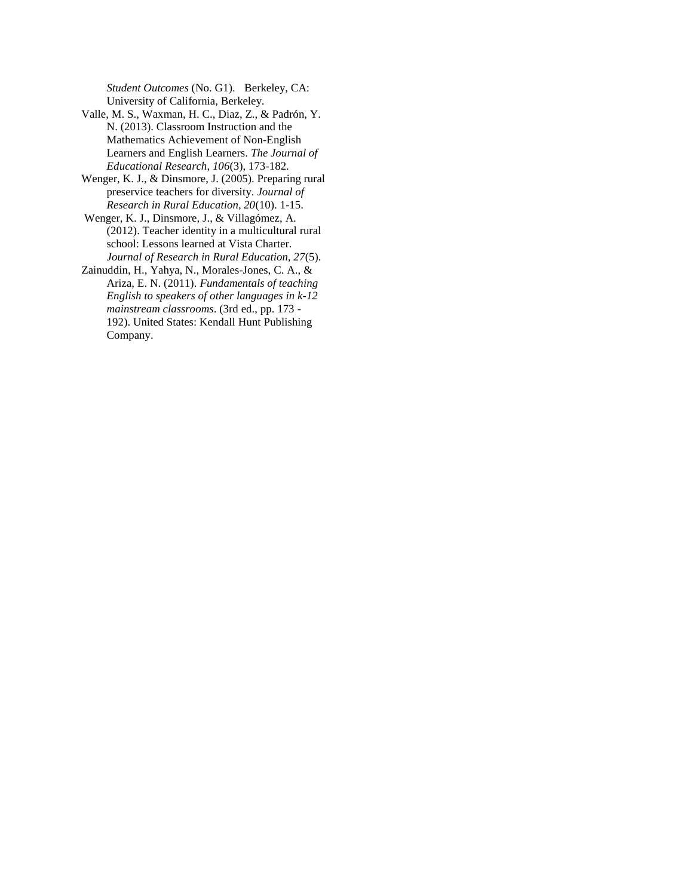*Student Outcomes* (No. G1). Berkeley, CA: University of California, Berkeley.

Valle, M. S., Waxman, H. C., Diaz, Z., & Padrón, Y. N. (2013). Classroom Instruction and the Mathematics Achievement of Non-English Learners and English Learners. *The Journal of Educational Research*, *106*(3), 173-182.

Wenger, K. J., & Dinsmore, J. (2005). Preparing rural preservice teachers for diversity. *Journal of Research in Rural Education, 20*(10). 1-15.

Wenger, K. J., Dinsmore, J., & Villagómez, A. (2012). Teacher identity in a multicultural rural school: Lessons learned at Vista Charter. *Journal of Research in Rural Education, 27*(5).

Zainuddin, H., Yahya, N., Morales-Jones, C. A., & Ariza, E. N. (2011). *Fundamentals of teaching English to speakers of other languages in k-12 mainstream classrooms*. (3rd ed., pp. 173 - 192). United States: Kendall Hunt Publishing Company.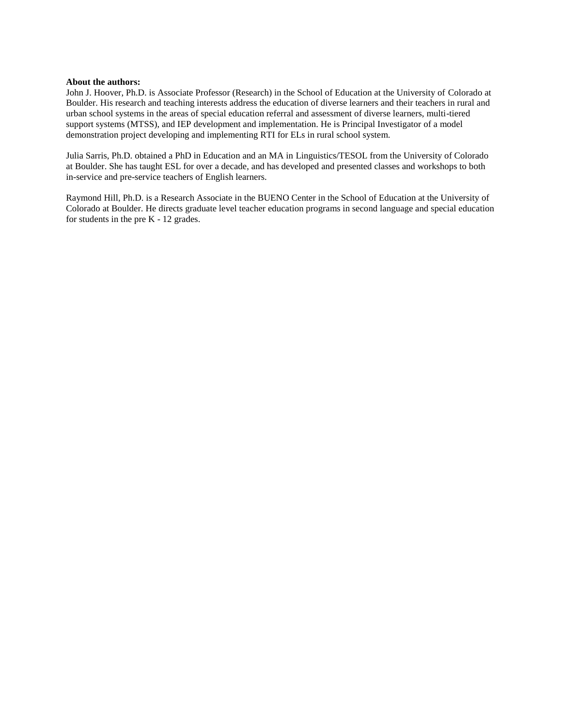**About the authors:**

John J. Hoover, Ph.D. is Associate Professor (Research) in the School of Education at the University of Colorado at Boulder. His research and teaching interests address the education of diverse learners and their teachers in rural and urban school systems in the areas of special education referral and assessment of diverse learners, multi-tiered support systems (MTSS), and IEP development and implementation. He is Principal Investigator of a model demonstration project developing and implementing RTI for ELs in rural school system.

Julia Sarris, Ph.D. obtained a PhD in Education and an MA in Linguistics/TESOL from the University of Colorado at Boulder. She has taught ESL for over a decade, and has developed and presented classes and workshops to both in-service and pre-service teachers of English learners.

Raymond Hill, Ph.D. is a Research Associate in the BUENO Center in the School of Education at the University of Colorado at Boulder. He directs graduate level teacher education programs in second language and special education for students in the pre K - 12 grades.